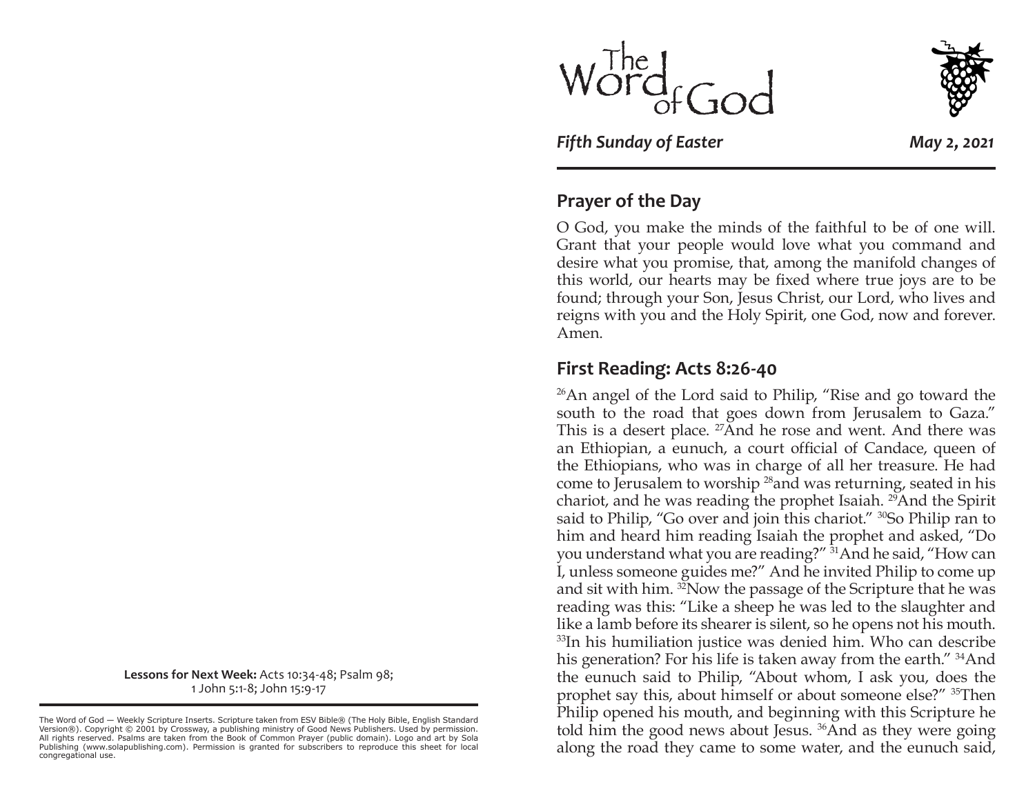# The Word of God

*Fifth Sunday of Easter* *May 2, 2021*

## Prayer of the Day

O God, you make the minds of the faithful to be of one will. Grant that your people would love what you command and desire what you promise, that, among the manifold changes of this world, our hearts may be fixed where true joys are to be found; through your Son, Jesus Christ, our Lord, who lives and reigns with you and the Holy Spirit, one God, now and forever. Amen.

## First Reading: Acts 8:26-40

[26]An angel of the Lord said to Philip, "Rise and go toward the south to the road that goes down from Jerusalem to Gaza." This is a desert place. [27]And he rose and went. And there was an Ethiopian, a eunuch, a court official of Candace, queen of the Ethiopians, who was in charge of all her treasure. He had come to Jerusalem to worship [28]and was returning, seated in his chariot, and he was reading the prophet Isaiah. [29]And the Spirit said to Philip, "Go over and join this chariot." [30]So Philip ran to him and heard him reading Isaiah the prophet and asked, "Do you understand what you are reading?" [31]And he said, "How can I, unless someone guides me?" And he invited Philip to come up and sit with him. [32]Now the passage of the Scripture that he was reading was this: "Like a sheep he was led to the slaughter and like a lamb before its shearer is silent, so he opens not his mouth. [33]In his humiliation justice was denied him. Who can describe his generation? For his life is taken away from the earth." [34]And the eunuch said to Philip, "About whom, I ask you, does the prophet say this, about himself or about someone else?" [35]Then Philip opened his mouth, and beginning with this Scripture he told him the good news about Jesus. [36]And as they were going along the road they came to some water, and the eunuch said,

**Lessons for Next Week:** Acts 10:34-48; Psalm 98; 1 John 5:1-8; John 15:9-17

The Word of God — Weekly Scripture Inserts. Scripture taken from ESV Bible® (The Holy Bible, English Standard Version®). Copyright © 2001 by Crossway, a publishing ministry of Good News Publishers. Used by permission. All rights reserved. Psalms are taken from the Book of Common Prayer (public domain). Logo and art by Sola Publishing (www.solapublishing.com). Permission is granted for subscribers to reproduce this sheet for local congregational use.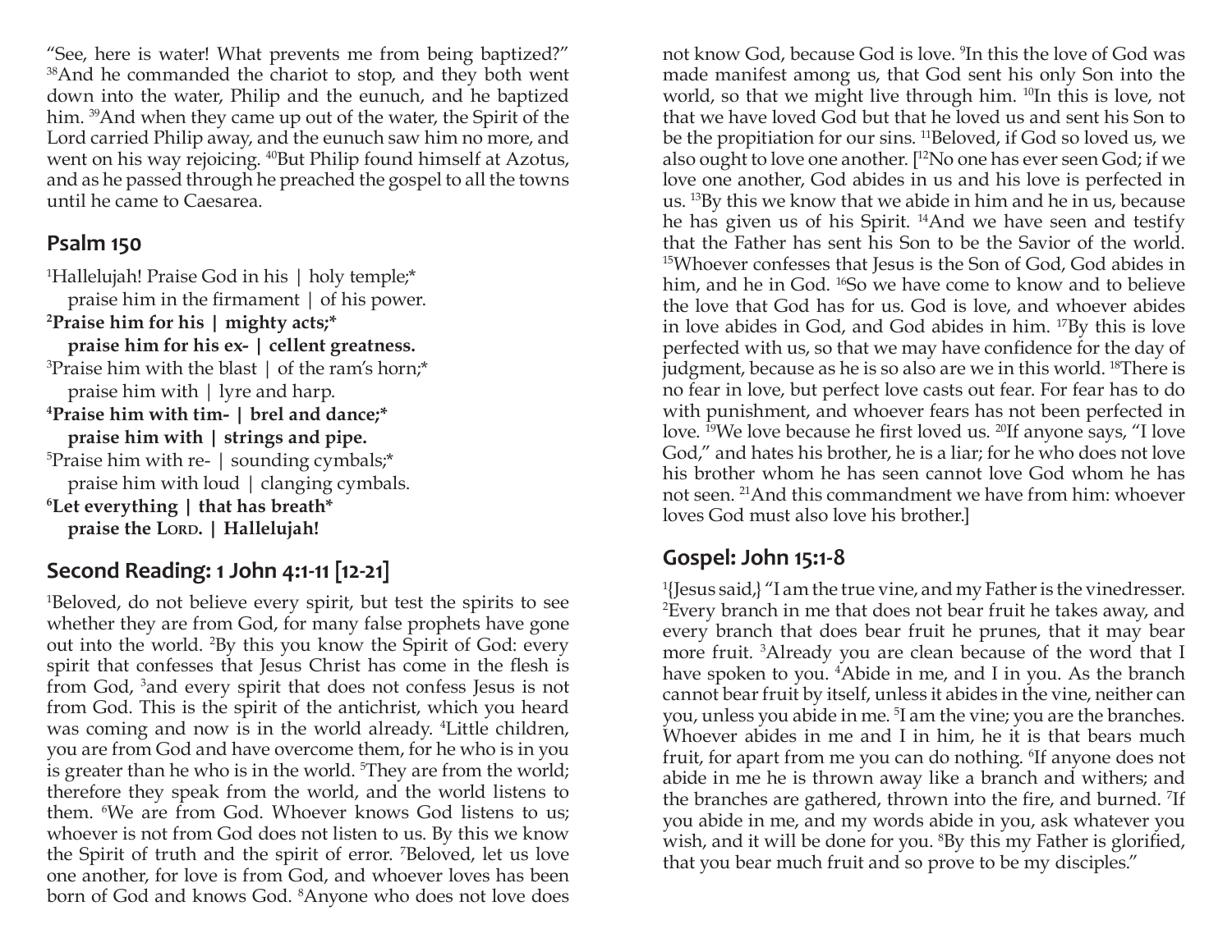"See, here is water! What prevents me from being baptized?" [38]And he commanded the chariot to stop, and they both went down into the water, Philip and the eunuch, and he baptized him. [39]And when they came up out of the water, the Spirit of the Lord carried Philip away, and the eunuch saw him no more, and went on his way rejoicing. [40]But Philip found himself at Azotus, and as he passed through he preached the gospel to all the towns until he came to Caesarea.

## Psalm 150

[1]Hallelujah! Praise God in his | holy temple;*
praise him in the firmament | of his power.
**[2]Praise him for his | mighty acts;***
**praise him for his ex- | cellent greatness.**
[3]Praise him with the blast | of the ram's horn;*
praise him with | lyre and harp.
**[4]Praise him with tim- | brel and dance;***
**praise him with | strings and pipe.**
[5]Praise him with re- | sounding cymbals;*
praise him with loud | clanging cymbals.
**[6]Let everything | that has breath***
**praise the Lord. | Hallelujah!**

## Second Reading: 1 John 4:1-11 [12-21]

[1]Beloved, do not believe every spirit, but test the spirits to see whether they are from God, for many false prophets have gone out into the world. [2]By this you know the Spirit of God: every spirit that confesses that Jesus Christ has come in the flesh is from God, [3]and every spirit that does not confess Jesus is not from God. This is the spirit of the antichrist, which you heard was coming and now is in the world already. [4]Little children, you are from God and have overcome them, for he who is in you is greater than he who is in the world. [5]They are from the world; therefore they speak from the world, and the world listens to them. [6]We are from God. Whoever knows God listens to us; whoever is not from God does not listen to us. By this we know the Spirit of truth and the spirit of error. [7]Beloved, let us love one another, for love is from God, and whoever loves has been born of God and knows God. [8]Anyone who does not love does not know God, because God is love. [9]In this the love of God was made manifest among us, that God sent his only Son into the world, so that we might live through him. [10]In this is love, not that we have loved God but that he loved us and sent his Son to be the propitiation for our sins. [11]Beloved, if God so loved us, we also ought to love one another. [[12]No one has ever seen God; if we love one another, God abides in us and his love is perfected in us. [13]By this we know that we abide in him and he in us, because he has given us of his Spirit. [14]And we have seen and testify that the Father has sent his Son to be the Savior of the world. [15]Whoever confesses that Jesus is the Son of God, God abides in him, and he in God. [16]So we have come to know and to believe the love that God has for us. God is love, and whoever abides in love abides in God, and God abides in him. [17]By this is love perfected with us, so that we may have confidence for the day of judgment, because as he is so also are we in this world. [18]There is no fear in love, but perfect love casts out fear. For fear has to do with punishment, and whoever fears has not been perfected in love. [19]We love because he first loved us. [20]If anyone says, "I love God," and hates his brother, he is a liar; for he who does not love his brother whom he has seen cannot love God whom he has not seen. [21]And this commandment we have from him: whoever loves God must also love his brother.]

## Gospel: John 15:1-8

[1]{Jesus said,} "I am the true vine, and my Father is the vinedresser. [2]Every branch in me that does not bear fruit he takes away, and every branch that does bear fruit he prunes, that it may bear more fruit. [3]Already you are clean because of the word that I have spoken to you. [4]Abide in me, and I in you. As the branch cannot bear fruit by itself, unless it abides in the vine, neither can you, unless you abide in me. [5]I am the vine; you are the branches. Whoever abides in me and I in him, he it is that bears much fruit, for apart from me you can do nothing. [6]If anyone does not abide in me he is thrown away like a branch and withers; and the branches are gathered, thrown into the fire, and burned. [7]If you abide in me, and my words abide in you, ask whatever you wish, and it will be done for you. [8]By this my Father is glorified, that you bear much fruit and so prove to be my disciples."